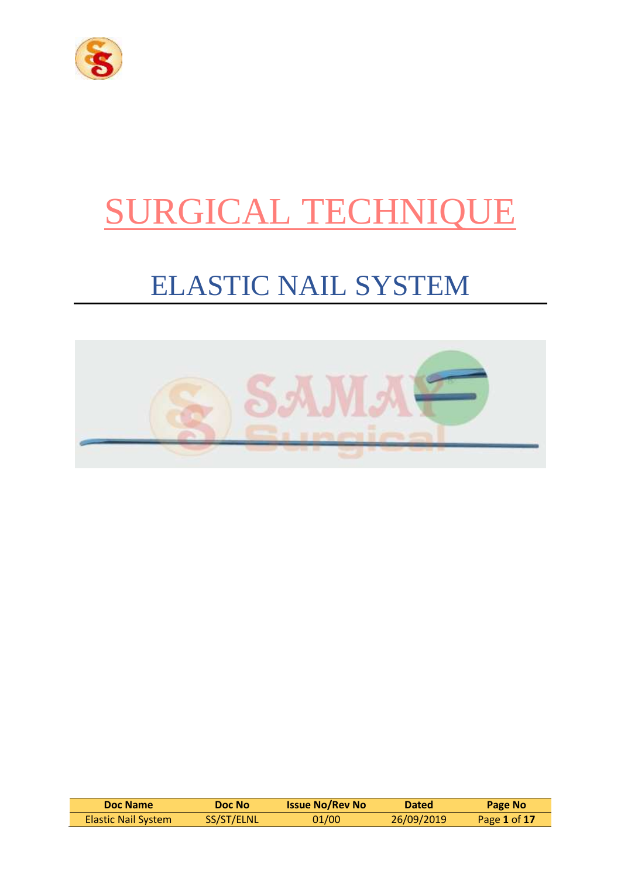# SURGICAL TECHNIQUE

## ELASTIC NAIL SYSTEM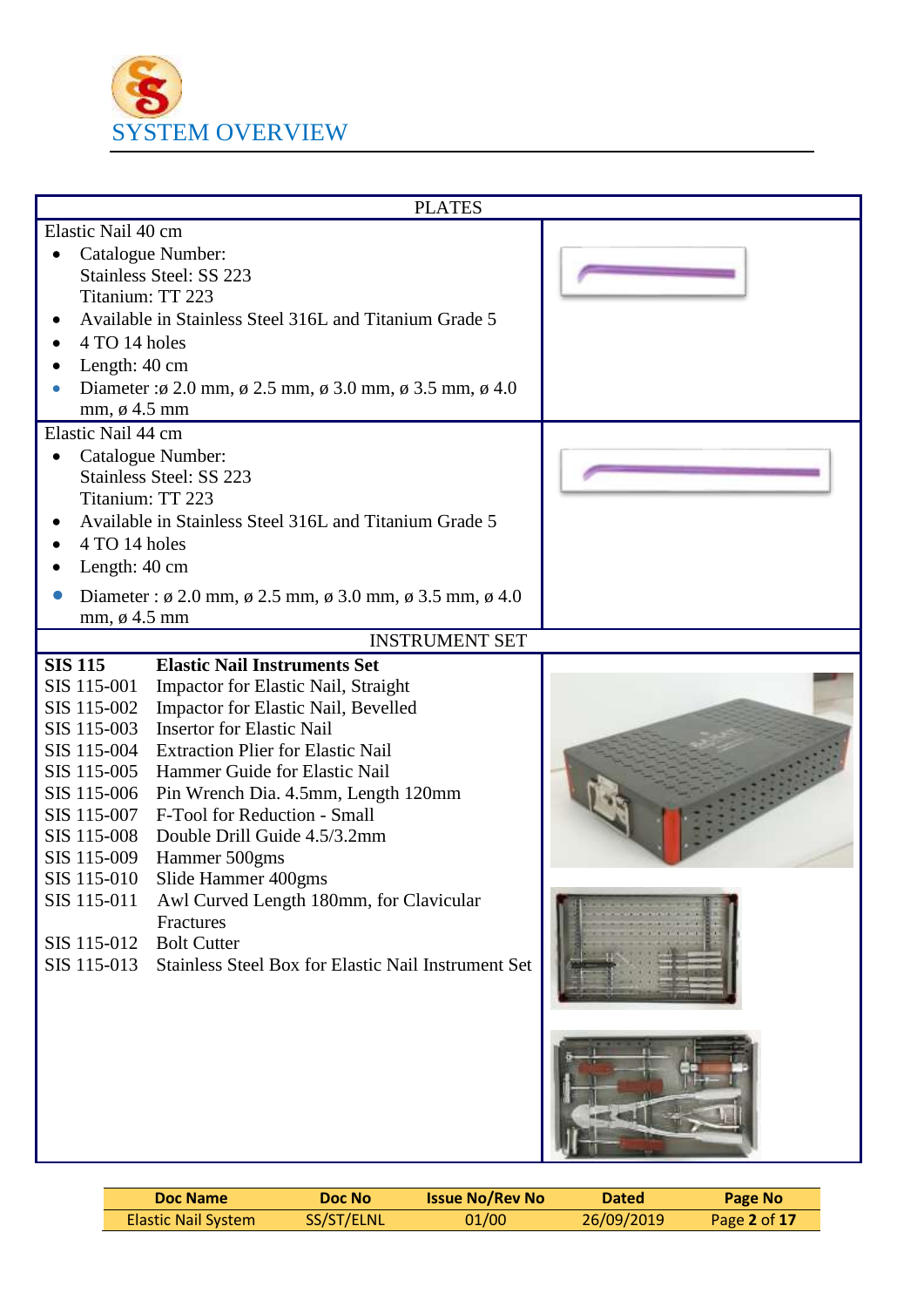SYSTEM OVERVIEW

| PLATES | |
|---|---|
| Elastic Nail 40 cm<br>• Catalogue Number:<br>Stainless Steel: SS 223<br>Titanium: TT 223<br>• Available in Stainless Steel 316L and Titanium Grade 5<br>• 4 TO 14 holes<br>• Length: 40 cm<br>• Diameter :ø 2.0 mm, ø 2.5 mm, ø 3.0 mm, ø 3.5 mm, ø 4.0 mm, ø 4.5 mm | |
| Elastic Nail 44 cm<br>• Catalogue Number:<br>Stainless Steel: SS 223<br>Titanium: TT 223<br>• Available in Stainless Steel 316L and Titanium Grade 5<br>• 4 TO 14 holes<br>• Length: 40 cm<br>• Diameter : ø 2.0 mm, ø 2.5 mm, ø 3.0 mm, ø 3.5 mm, ø 4.0 mm, ø 4.5 mm | |

INSTRUMENT SET

| **SIS 115** | **Elastic Nail Instruments Set** |
|---|---|
| SIS 115-001 | Impactor for Elastic Nail, Straight |
| SIS 115-002 | Impactor for Elastic Nail, Bevelled |
| SIS 115-003 | Insertor for Elastic Nail |
| SIS 115-004 | Extraction Plier for Elastic Nail |
| SIS 115-005 | Hammer Guide for Elastic Nail |
| SIS 115-006 | Pin Wrench Dia. 4.5mm, Length 120mm |
| SIS 115-007 | F-Tool for Reduction - Small |
| SIS 115-008 | Double Drill Guide 4.5/3.2mm |
| SIS 115-009 | Hammer 500gms |
| SIS 115-010 | Slide Hammer 400gms |
| SIS 115-011 | Awl Curved Length 180mm, for Clavicular Fractures |
| SIS 115-012 | Bolt Cutter |
| SIS 115-013 | Stainless Steel Box for Elastic Nail Instrument Set |

| Doc Name | Doc No | Issue No/Rev No | Dated |
|---|---|---|---|
| Elastic Nail System | SS/ST/ELNL | 01/00 | 26/09/2019 |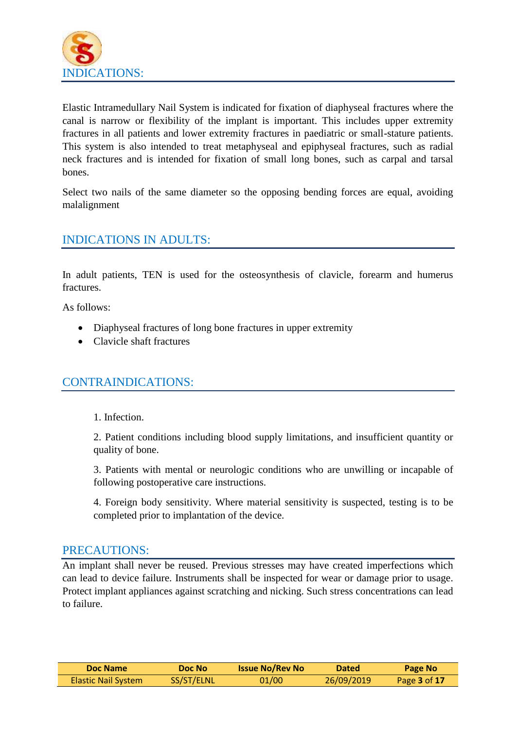## INDICATIONS:

Elastic Intramedullary Nail System is indicated for fixation of diaphyseal fractures where the canal is narrow or flexibility of the implant is important. This includes upper extremity fractures in all patients and lower extremity fractures in paediatric or small-stature patients. This system is also intended to treat metaphyseal and epiphyseal fractures, such as radial neck fractures and is intended for fixation of small long bones, such as carpal and tarsal bones.

Select two nails of the same diameter so the opposing bending forces are equal, avoiding malalignment

## INDICATIONS IN ADULTS:

In adult patients, TEN is used for the osteosynthesis of clavicle, forearm and humerus fractures.

As follows:

- Diaphyseal fractures of long bone fractures in upper extremity
- Clavicle shaft fractures

## CONTRAINDICATIONS:

1. Infection.

2. Patient conditions including blood supply limitations, and insufficient quantity or quality of bone.

3. Patients with mental or neurologic conditions who are unwilling or incapable of following postoperative care instructions.

4. Foreign body sensitivity. Where material sensitivity is suspected, testing is to be completed prior to implantation of the device.

## PRECAUTIONS:

An implant shall never be reused. Previous stresses may have created imperfections which can lead to device failure. Instruments shall be inspected for wear or damage prior to usage. Protect implant appliances against scratching and nicking. Such stress concentrations can lead to failure.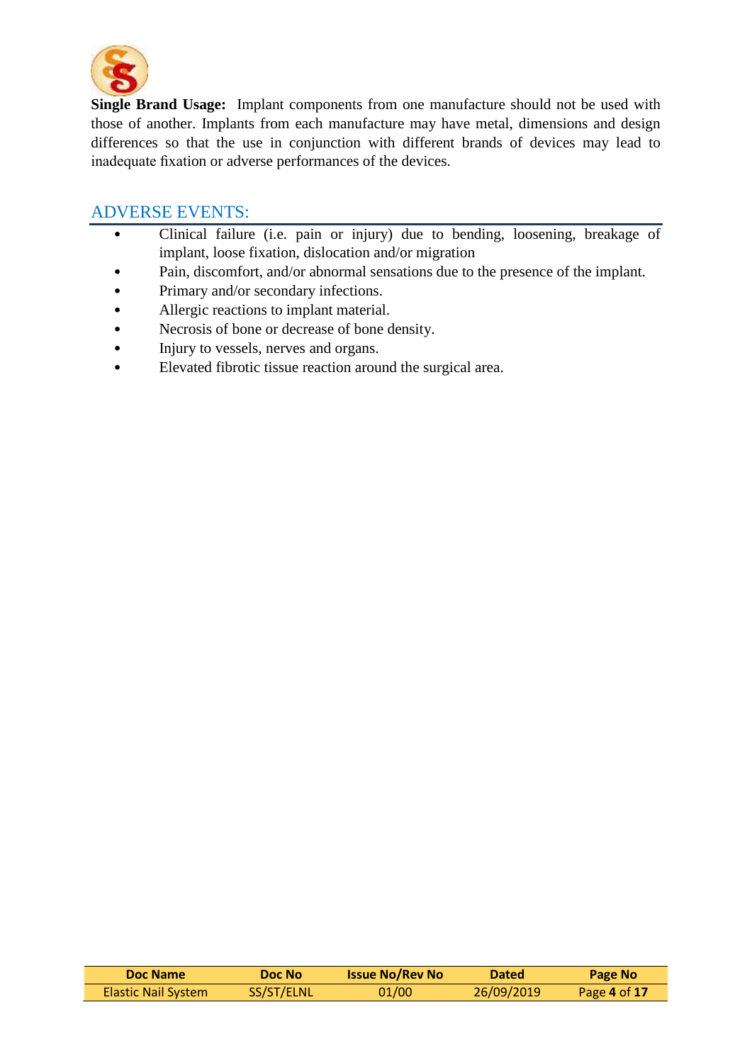**Single Brand Usage:** Implant components from one manufacture should not be used with those of another. Implants from each manufacture may have metal, dimensions and design differences so that the use in conjunction with different brands of devices may lead to inadequate fixation or adverse performances of the devices.

## ADVERSE EVENTS:

- Clinical failure (i.e. pain or injury) due to bending, loosening, breakage of implant, loose fixation, dislocation and/or migration
- Pain, discomfort, and/or abnormal sensations due to the presence of the implant.
- Primary and/or secondary infections.
- Allergic reactions to implant material.
- Necrosis of bone or decrease of bone density.
- Injury to vessels, nerves and organs.
- Elevated fibrotic tissue reaction around the surgical area.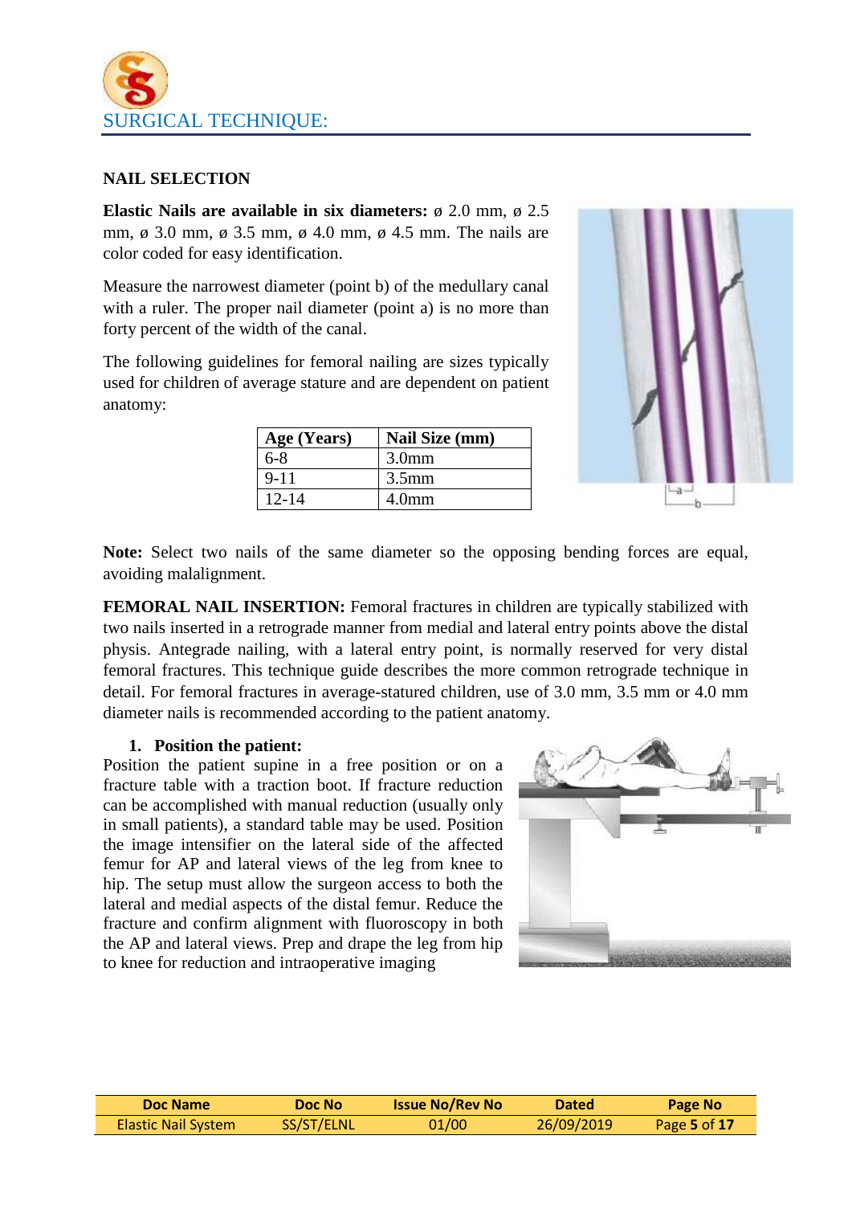SURGICAL TECHNIQUE:

## NAIL SELECTION

**Elastic Nails are available in six diameters:** ø 2.0 mm, ø 2.5 mm, ø 3.0 mm, ø 3.5 mm, ø 4.0 mm, ø 4.5 mm. The nails are color coded for easy identification.

Measure the narrowest diameter (point b) of the medullary canal with a ruler. The proper nail diameter (point a) is no more than forty percent of the width of the canal.

The following guidelines for femoral nailing are sizes typically used for children of average stature and are dependent on patient anatomy:

| Age (Years) | Nail Size (mm) |
|---|---|
| 6-8 | 3.0mm |
| 9-11 | 3.5mm |
| 12-14 | 4.0mm |

**Note:** Select two nails of the same diameter so the opposing bending forces are equal, avoiding malalignment.

**FEMORAL NAIL INSERTION:** Femoral fractures in children are typically stabilized with two nails inserted in a retrograde manner from medial and lateral entry points above the distal physis. Antegrade nailing, with a lateral entry point, is normally reserved for very distal femoral fractures. This technique guide describes the more common retrograde technique in detail. For femoral fractures in average-statured children, use of 3.0 mm, 3.5 mm or 4.0 mm diameter nails is recommended according to the patient anatomy.

1. **Position the patient:**

Position the patient supine in a free position or on a fracture table with a traction boot. If fracture reduction can be accomplished with manual reduction (usually only in small patients), a standard table may be used. Position the image intensifier on the lateral side of the affected femur for AP and lateral views of the leg from knee to hip. The setup must allow the surgeon access to both the lateral and medial aspects of the distal femur. Reduce the fracture and confirm alignment with fluoroscopy in both the AP and lateral views. Prep and drape the leg from hip to knee for reduction and intraoperative imaging

| Doc Name | Doc No | Issue No/Rev No | Dated |
|---|---|---|---|
| Elastic Nail System | SS/ST/ELNL | 01/00 | 26/09/2019 |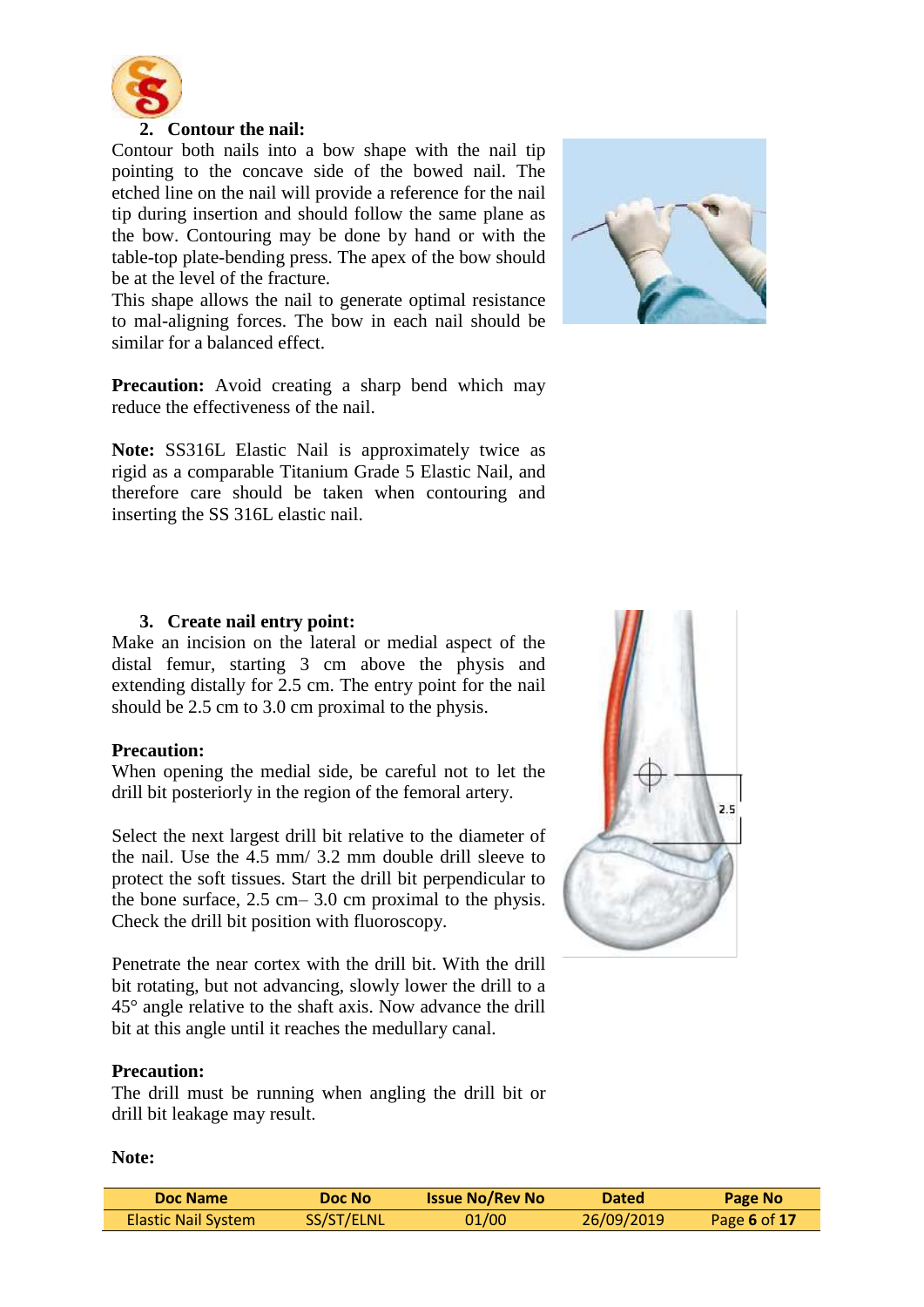## 2. Contour the nail:

Contour both nails into a bow shape with the nail tip pointing to the concave side of the bowed nail. The etched line on the nail will provide a reference for the nail tip during insertion and should follow the same plane as the bow. Contouring may be done by hand or with the table-top plate-bending press. The apex of the bow should be at the level of the fracture.

This shape allows the nail to generate optimal resistance to mal-aligning forces. The bow in each nail should be similar for a balanced effect.

**Precaution:** Avoid creating a sharp bend which may reduce the effectiveness of the nail.

**Note:** SS316L Elastic Nail is approximately twice as rigid as a comparable Titanium Grade 5 Elastic Nail, and therefore care should be taken when contouring and inserting the SS 316L elastic nail.

## 3. Create nail entry point:

Make an incision on the lateral or medial aspect of the distal femur, starting 3 cm above the physis and extending distally for 2.5 cm. The entry point for the nail should be 2.5 cm to 3.0 cm proximal to the physis.

**Precaution:**

When opening the medial side, be careful not to let the drill bit posteriorly in the region of the femoral artery.

Select the next largest drill bit relative to the diameter of the nail. Use the 4.5 mm/ 3.2 mm double drill sleeve to protect the soft tissues. Start the drill bit perpendicular to the bone surface, 2.5 cm– 3.0 cm proximal to the physis. Check the drill bit position with fluoroscopy.

Penetrate the near cortex with the drill bit. With the drill bit rotating, but not advancing, slowly lower the drill to a 45° angle relative to the shaft axis. Now advance the drill bit at this angle until it reaches the medullary canal.

**Precaution:**

The drill must be running when angling the drill bit or drill bit leakage may result.

**Note:**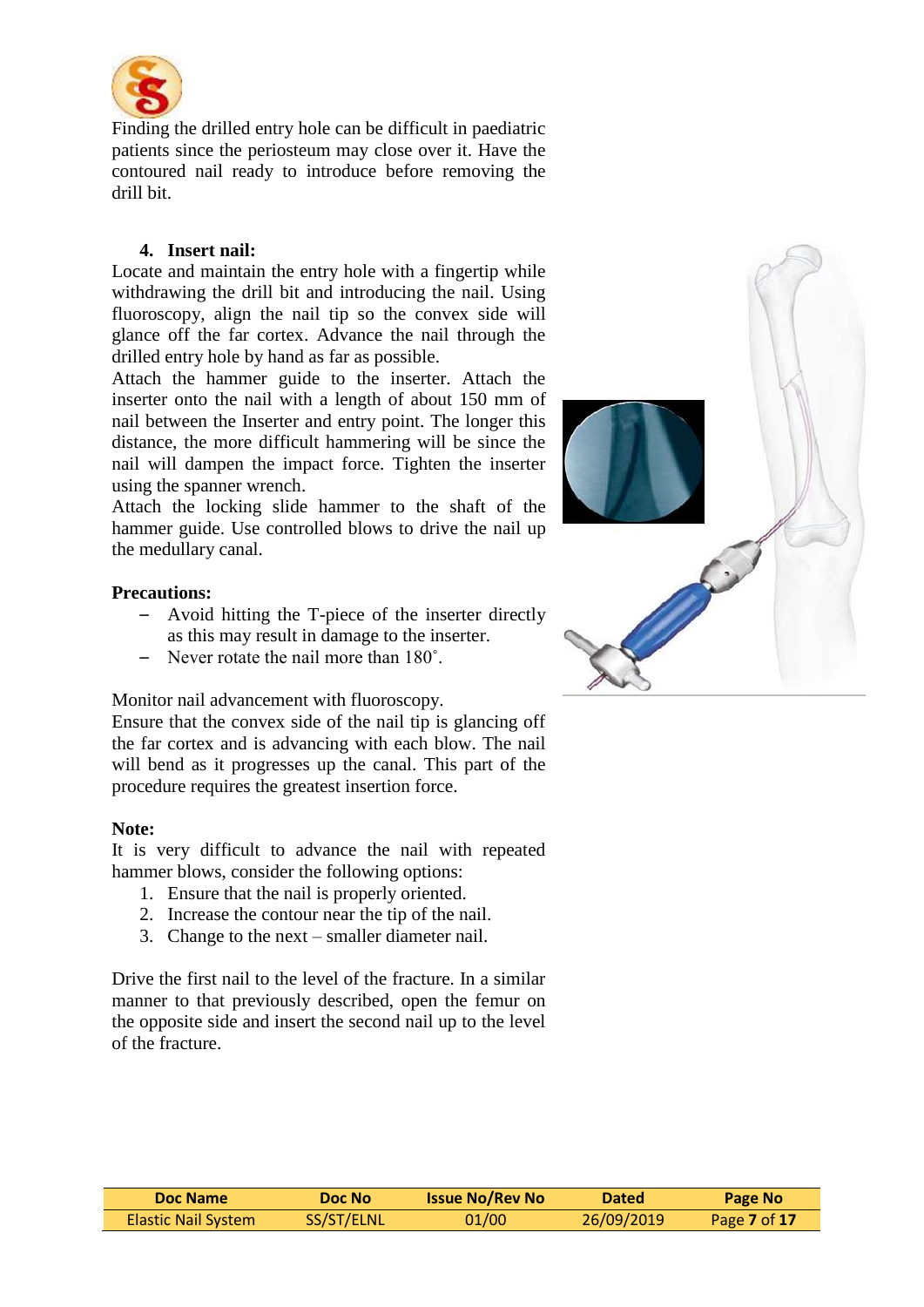Finding the drilled entry hole can be difficult in paediatric patients since the periosteum may close over it. Have the contoured nail ready to introduce before removing the drill bit.

4. **Insert nail:**

Locate and maintain the entry hole with a fingertip while withdrawing the drill bit and introducing the nail. Using fluoroscopy, align the nail tip so the convex side will glance off the far cortex. Advance the nail through the drilled entry hole by hand as far as possible.

Attach the hammer guide to the inserter. Attach the inserter onto the nail with a length of about 150 mm of nail between the Inserter and entry point. The longer this distance, the more difficult hammering will be since the nail will dampen the impact force. Tighten the inserter using the spanner wrench.

Attach the locking slide hammer to the shaft of the hammer guide. Use controlled blows to drive the nail up the medullary canal.

**Precautions:**

- Avoid hitting the T-piece of the inserter directly as this may result in damage to the inserter.
- Never rotate the nail more than 180˚.

Monitor nail advancement with fluoroscopy.

Ensure that the convex side of the nail tip is glancing off the far cortex and is advancing with each blow. The nail will bend as it progresses up the canal. This part of the procedure requires the greatest insertion force.

**Note:**

It is very difficult to advance the nail with repeated hammer blows, consider the following options:

1. Ensure that the nail is properly oriented.
2. Increase the contour near the tip of the nail.
3. Change to the next – smaller diameter nail.

Drive the first nail to the level of the fracture. In a similar manner to that previously described, open the femur on the opposite side and insert the second nail up to the level of the fracture.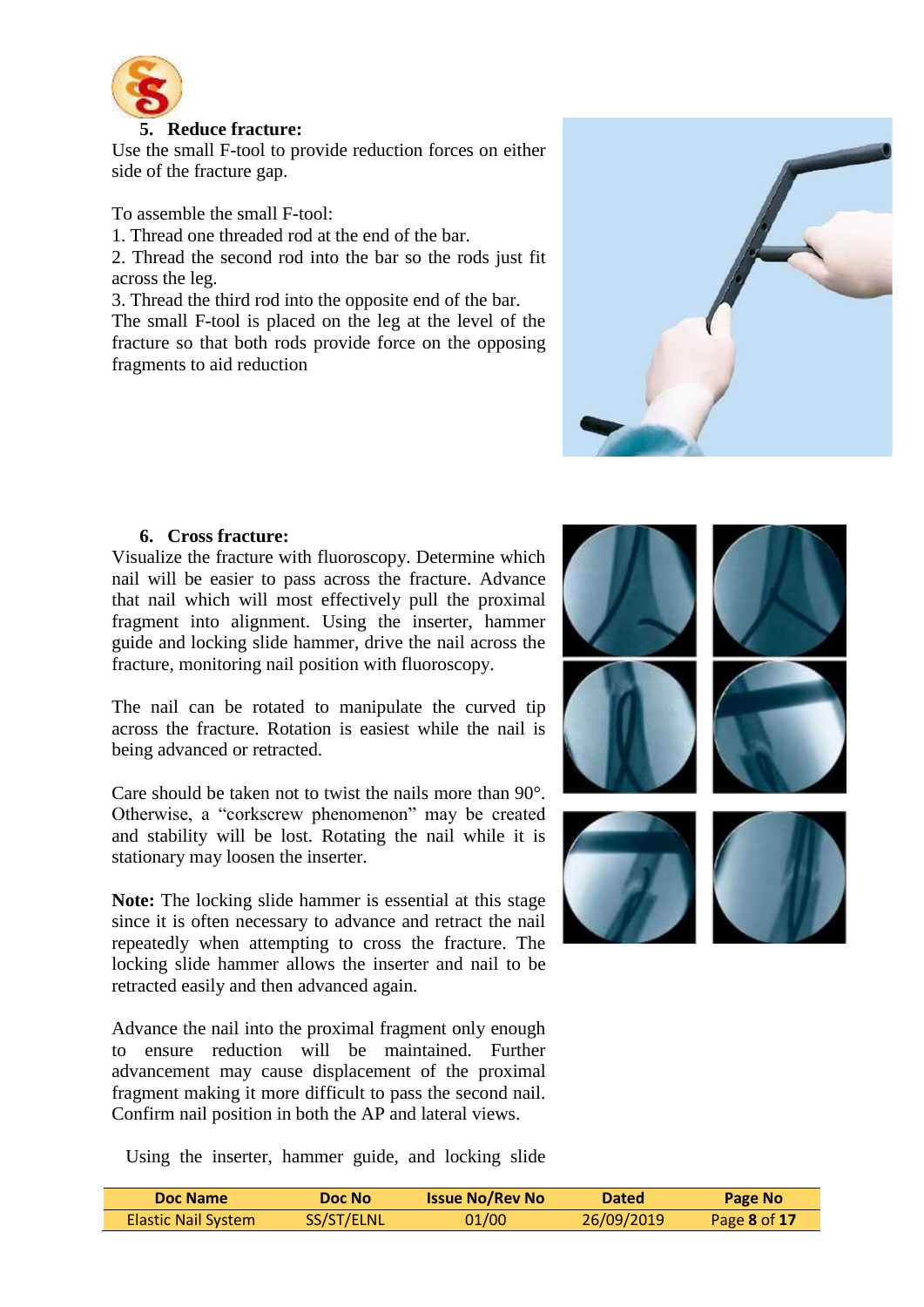## 5. Reduce fracture:

Use the small F-tool to provide reduction forces on either side of the fracture gap.

To assemble the small F-tool:

1. Thread one threaded rod at the end of the bar.
2. Thread the second rod into the bar so the rods just fit across the leg.
3. Thread the third rod into the opposite end of the bar.

The small F-tool is placed on the leg at the level of the fracture so that both rods provide force on the opposing fragments to aid reduction

## 6. Cross fracture:

Visualize the fracture with fluoroscopy. Determine which nail will be easier to pass across the fracture. Advance that nail which will most effectively pull the proximal fragment into alignment. Using the inserter, hammer guide and locking slide hammer, drive the nail across the fracture, monitoring nail position with fluoroscopy.

The nail can be rotated to manipulate the curved tip across the fracture. Rotation is easiest while the nail is being advanced or retracted.

Care should be taken not to twist the nails more than 90°. Otherwise, a "corkscrew phenomenon" may be created and stability will be lost. Rotating the nail while it is stationary may loosen the inserter.

**Note:** The locking slide hammer is essential at this stage since it is often necessary to advance and retract the nail repeatedly when attempting to cross the fracture. The locking slide hammer allows the inserter and nail to be retracted easily and then advanced again.

Advance the nail into the proximal fragment only enough to ensure reduction will be maintained. Further advancement may cause displacement of the proximal fragment making it more difficult to pass the second nail. Confirm nail position in both the AP and lateral views.

Using the inserter, hammer guide, and locking slide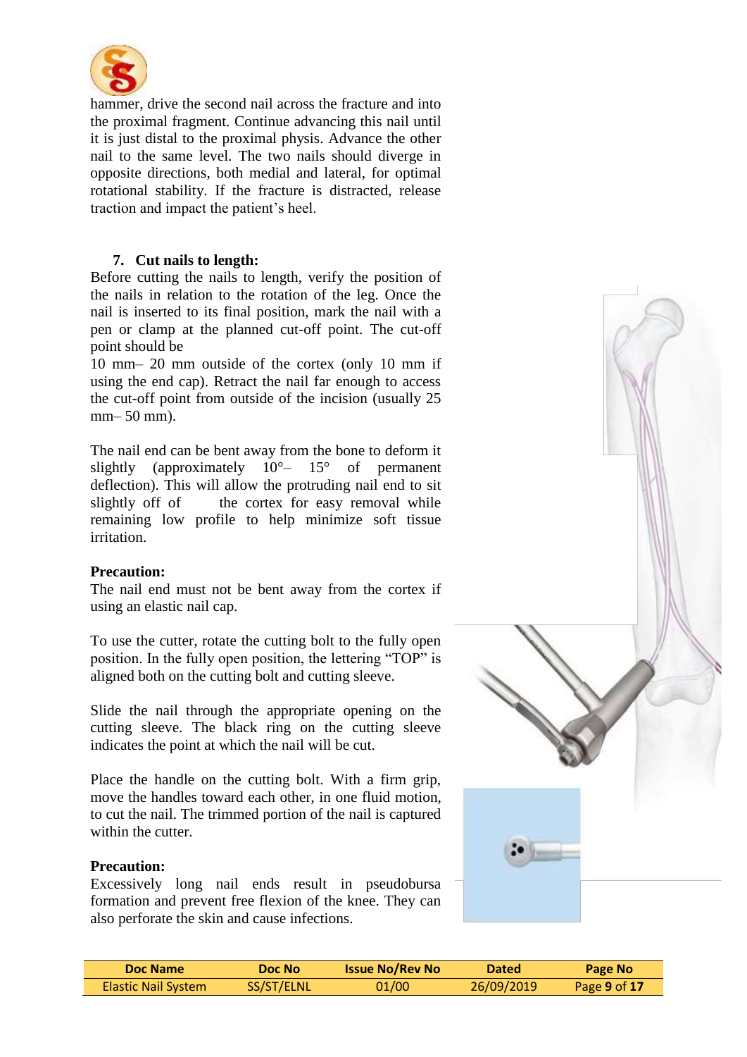hammer, drive the second nail across the fracture and into the proximal fragment. Continue advancing this nail until it is just distal to the proximal physis. Advance the other nail to the same level. The two nails should diverge in opposite directions, both medial and lateral, for optimal rotational stability. If the fracture is distracted, release traction and impact the patient's heel.

7. **Cut nails to length:**

Before cutting the nails to length, verify the position of the nails in relation to the rotation of the leg. Once the nail is inserted to its final position, mark the nail with a pen or clamp at the planned cut-off point. The cut-off point should be
10 mm– 20 mm outside of the cortex (only 10 mm if using the end cap). Retract the nail far enough to access the cut-off point from outside of the incision (usually 25 mm– 50 mm).

The nail end can be bent away from the bone to deform it slightly (approximately 10°– 15° of permanent deflection). This will allow the protruding nail end to sit slightly off of the cortex for easy removal while remaining low profile to help minimize soft tissue irritation.

**Precaution:**
The nail end must not be bent away from the cortex if using an elastic nail cap.

To use the cutter, rotate the cutting bolt to the fully open position. In the fully open position, the lettering "TOP" is aligned both on the cutting bolt and cutting sleeve.

Slide the nail through the appropriate opening on the cutting sleeve. The black ring on the cutting sleeve indicates the point at which the nail will be cut.

Place the handle on the cutting bolt. With a firm grip, move the handles toward each other, in one fluid motion, to cut the nail. The trimmed portion of the nail is captured within the cutter.

**Precaution:**
Excessively long nail ends result in pseudobursa formation and prevent free flexion of the knee. They can also perforate the skin and cause infections.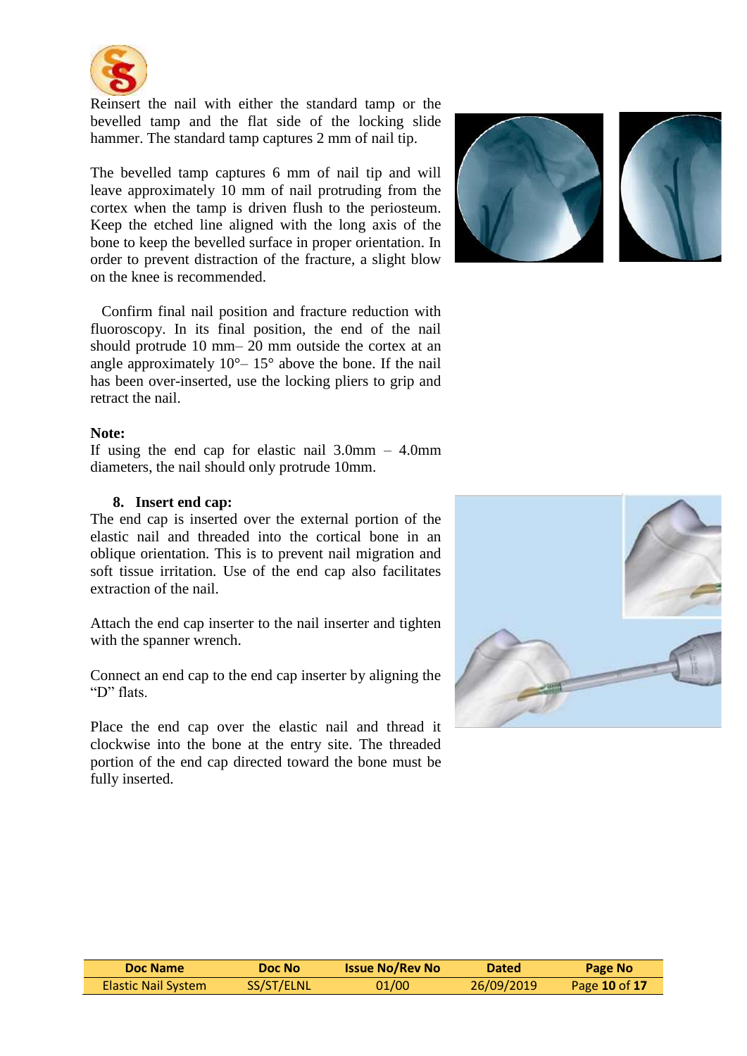Reinsert the nail with either the standard tamp or the bevelled tamp and the flat side of the locking slide hammer. The standard tamp captures 2 mm of nail tip.

The bevelled tamp captures 6 mm of nail tip and will leave approximately 10 mm of nail protruding from the cortex when the tamp is driven flush to the periosteum. Keep the etched line aligned with the long axis of the bone to keep the bevelled surface in proper orientation. In order to prevent distraction of the fracture, a slight blow on the knee is recommended.

Confirm final nail position and fracture reduction with fluoroscopy. In its final position, the end of the nail should protrude 10 mm– 20 mm outside the cortex at an angle approximately 10°– 15° above the bone. If the nail has been over-inserted, use the locking pliers to grip and retract the nail.

**Note:**
If using the end cap for elastic nail 3.0mm – 4.0mm diameters, the nail should only protrude 10mm.

8. **Insert end cap:**

The end cap is inserted over the external portion of the elastic nail and threaded into the cortical bone in an oblique orientation. This is to prevent nail migration and soft tissue irritation. Use of the end cap also facilitates extraction of the nail.

Attach the end cap inserter to the nail inserter and tighten with the spanner wrench.

Connect an end cap to the end cap inserter by aligning the "D" flats.

Place the end cap over the elastic nail and thread it clockwise into the bone at the entry site. The threaded portion of the end cap directed toward the bone must be fully inserted.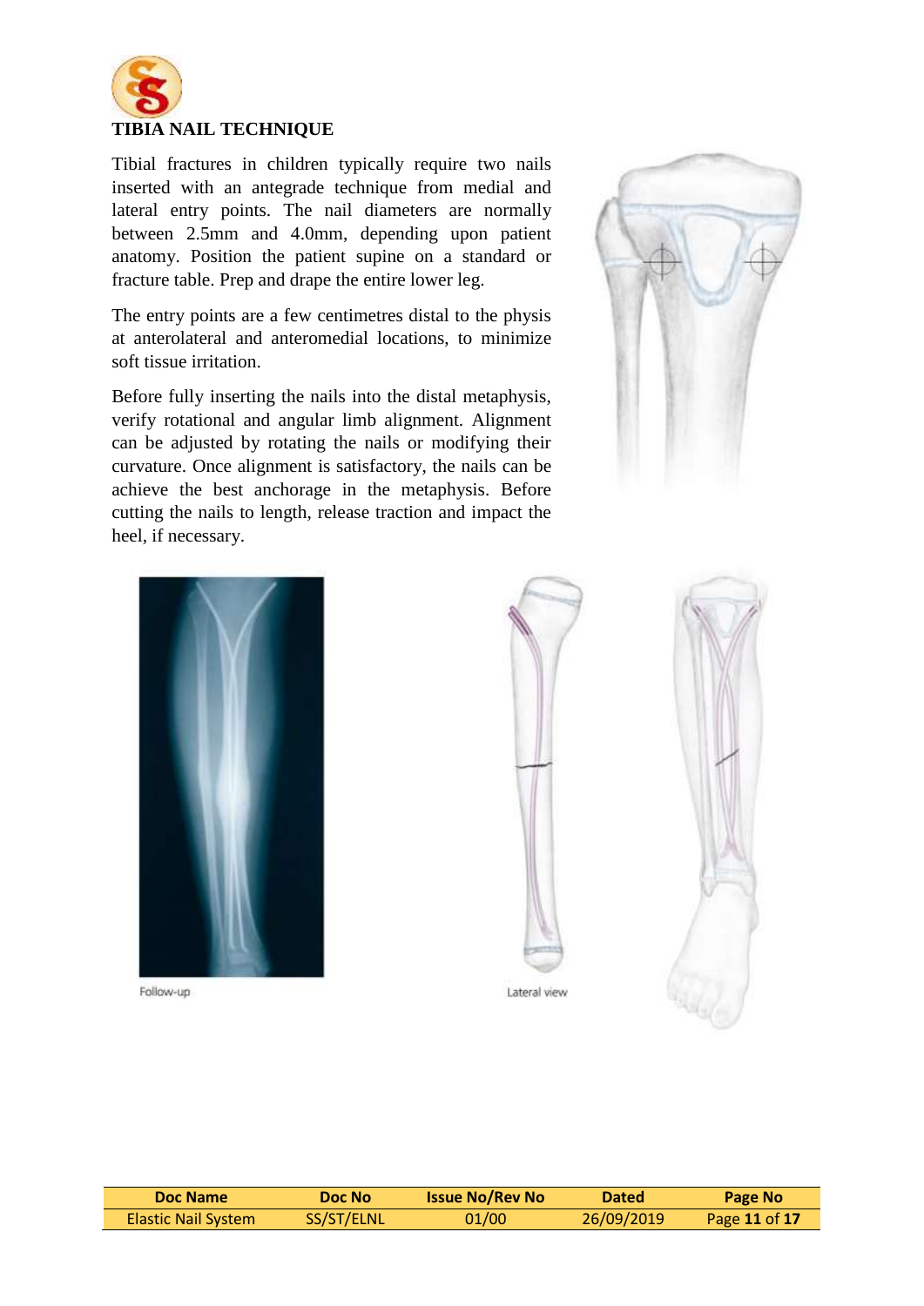## TIBIA NAIL TECHNIQUE

Tibial fractures in children typically require two nails inserted with an antegrade technique from medial and lateral entry points. The nail diameters are normally between 2.5mm and 4.0mm, depending upon patient anatomy. Position the patient supine on a standard or fracture table. Prep and drape the entire lower leg.

The entry points are a few centimetres distal to the physis at anterolateral and anteromedial locations, to minimize soft tissue irritation.

Before fully inserting the nails into the distal metaphysis, verify rotational and angular limb alignment. Alignment can be adjusted by rotating the nails or modifying their curvature. Once alignment is satisfactory, the nails can be achieve the best anchorage in the metaphysis. Before cutting the nails to length, release traction and impact the heel, if necessary.

Follow-up

Lateral view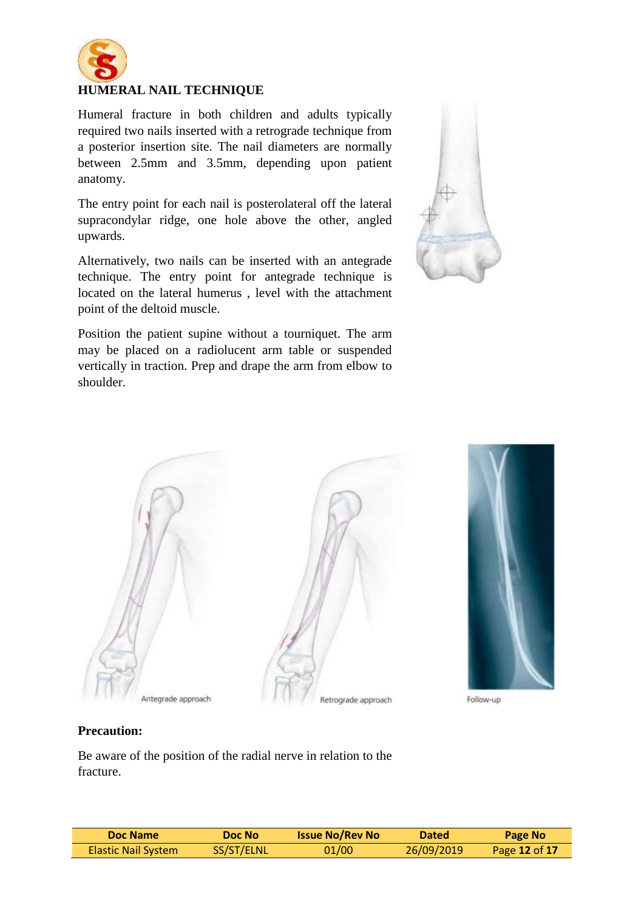## HUMERAL NAIL TECHNIQUE

Humeral fracture in both children and adults typically required two nails inserted with a retrograde technique from a posterior insertion site. The nail diameters are normally between 2.5mm and 3.5mm, depending upon patient anatomy.

The entry point for each nail is posterolateral off the lateral supracondylar ridge, one hole above the other, angled upwards.

Alternatively, two nails can be inserted with an antegrade technique. The entry point for antegrade technique is located on the lateral humerus , level with the attachment point of the deltoid muscle.

Position the patient supine without a tourniquet. The arm may be placed on a radiolucent arm table or suspended vertically in traction. Prep and drape the arm from elbow to shoulder.

Antegrade approach

Retrograde approach

Follow-up

**Precaution:**

Be aware of the position of the radial nerve in relation to the fracture.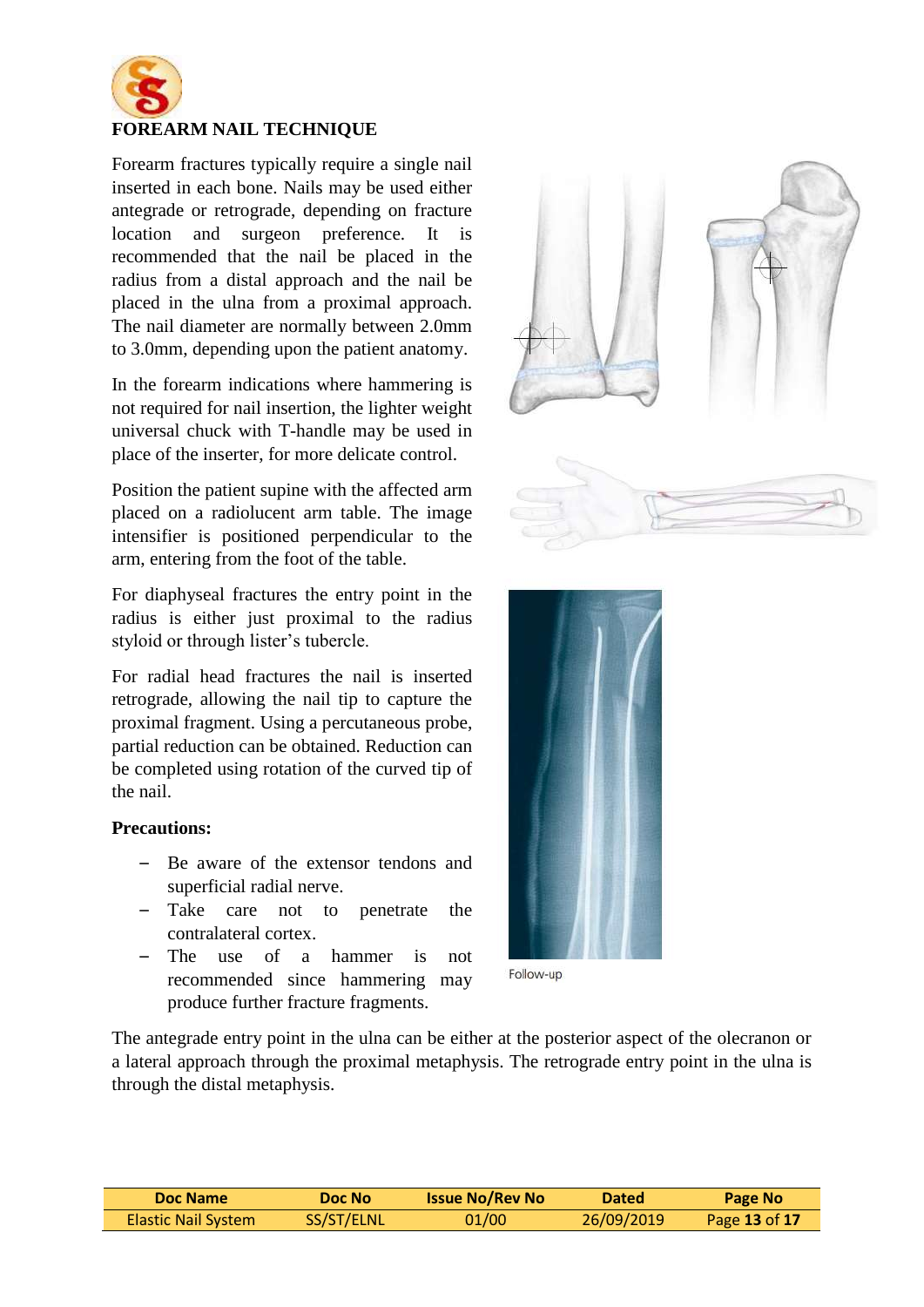# FOREARM NAIL TECHNIQUE

Forearm fractures typically require a single nail inserted in each bone. Nails may be used either antegrade or retrograde, depending on fracture location and surgeon preference. It is recommended that the nail be placed in the radius from a distal approach and the nail be placed in the ulna from a proximal approach. The nail diameter are normally between 2.0mm to 3.0mm, depending upon the patient anatomy.

In the forearm indications where hammering is not required for nail insertion, the lighter weight universal chuck with T-handle may be used in place of the inserter, for more delicate control.

Position the patient supine with the affected arm placed on a radiolucent arm table. The image intensifier is positioned perpendicular to the arm, entering from the foot of the table.

For diaphyseal fractures the entry point in the radius is either just proximal to the radius styloid or through lister's tubercle.

For radial head fractures the nail is inserted retrograde, allowing the nail tip to capture the proximal fragment. Using a percutaneous probe, partial reduction can be obtained. Reduction can be completed using rotation of the curved tip of the nail.

**Precautions:**

- Be aware of the extensor tendons and superficial radial nerve.
- Take care not to penetrate the contralateral cortex.
- The use of a hammer is not recommended since hammering may produce further fracture fragments.

Follow-up

The antegrade entry point in the ulna can be either at the posterior aspect of the olecranon or a lateral approach through the proximal metaphysis. The retrograde entry point in the ulna is through the distal metaphysis.

| Doc Name | Doc No | Issue No/Rev No | Dated | Page No |
|---|---|---|---|---|
| Elastic Nail System | SS/ST/ELNL | 01/00 | 26/09/2019 | Page **13** of **17** |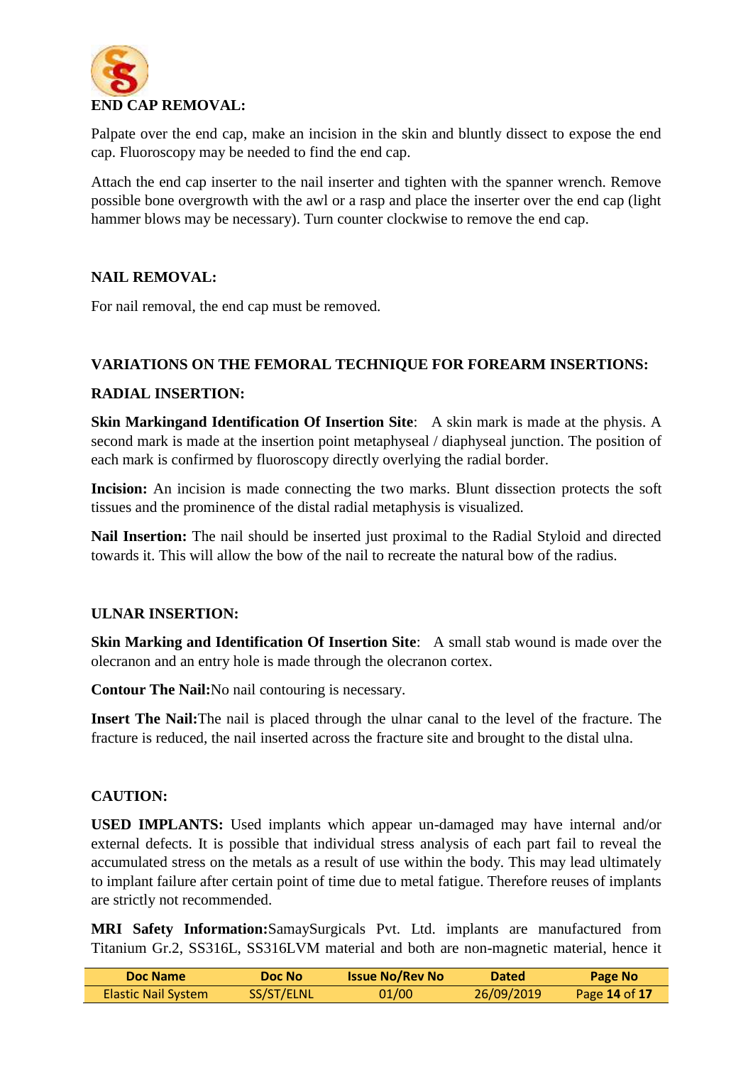## END CAP REMOVAL:

Palpate over the end cap, make an incision in the skin and bluntly dissect to expose the end cap. Fluoroscopy may be needed to find the end cap.

Attach the end cap inserter to the nail inserter and tighten with the spanner wrench. Remove possible bone overgrowth with the awl or a rasp and place the inserter over the end cap (light hammer blows may be necessary). Turn counter clockwise to remove the end cap.

## NAIL REMOVAL:

For nail removal, the end cap must be removed.

## VARIATIONS ON THE FEMORAL TECHNIQUE FOR FOREARM INSERTIONS:

### RADIAL INSERTION:

**Skin Markingand Identification Of Insertion Site**: A skin mark is made at the physis. A second mark is made at the insertion point metaphyseal / diaphyseal junction. The position of each mark is confirmed by fluoroscopy directly overlying the radial border.

**Incision:** An incision is made connecting the two marks. Blunt dissection protects the soft tissues and the prominence of the distal radial metaphysis is visualized.

**Nail Insertion:** The nail should be inserted just proximal to the Radial Styloid and directed towards it. This will allow the bow of the nail to recreate the natural bow of the radius.

### ULNAR INSERTION:

**Skin Marking and Identification Of Insertion Site**: A small stab wound is made over the olecranon and an entry hole is made through the olecranon cortex.

**Contour The Nail:**No nail contouring is necessary.

**Insert The Nail:**The nail is placed through the ulnar canal to the level of the fracture. The fracture is reduced, the nail inserted across the fracture site and brought to the distal ulna.

## CAUTION:

**USED IMPLANTS:** Used implants which appear un-damaged may have internal and/or external defects. It is possible that individual stress analysis of each part fail to reveal the accumulated stress on the metals as a result of use within the body. This may lead ultimately to implant failure after certain point of time due to metal fatigue. Therefore reuses of implants are strictly not recommended.

**MRI Safety Information:**SamaySurgicals Pvt. Ltd. implants are manufactured from Titanium Gr.2, SS316L, SS316LVM material and both are non-magnetic material, hence it

| Doc Name | Doc No | Issue No/Rev No | Dated | Page No |
|---|---|---|---|---|
| Elastic Nail System | SS/ST/ELNL | 01/00 | 26/09/2019 | Page **14** of **17** |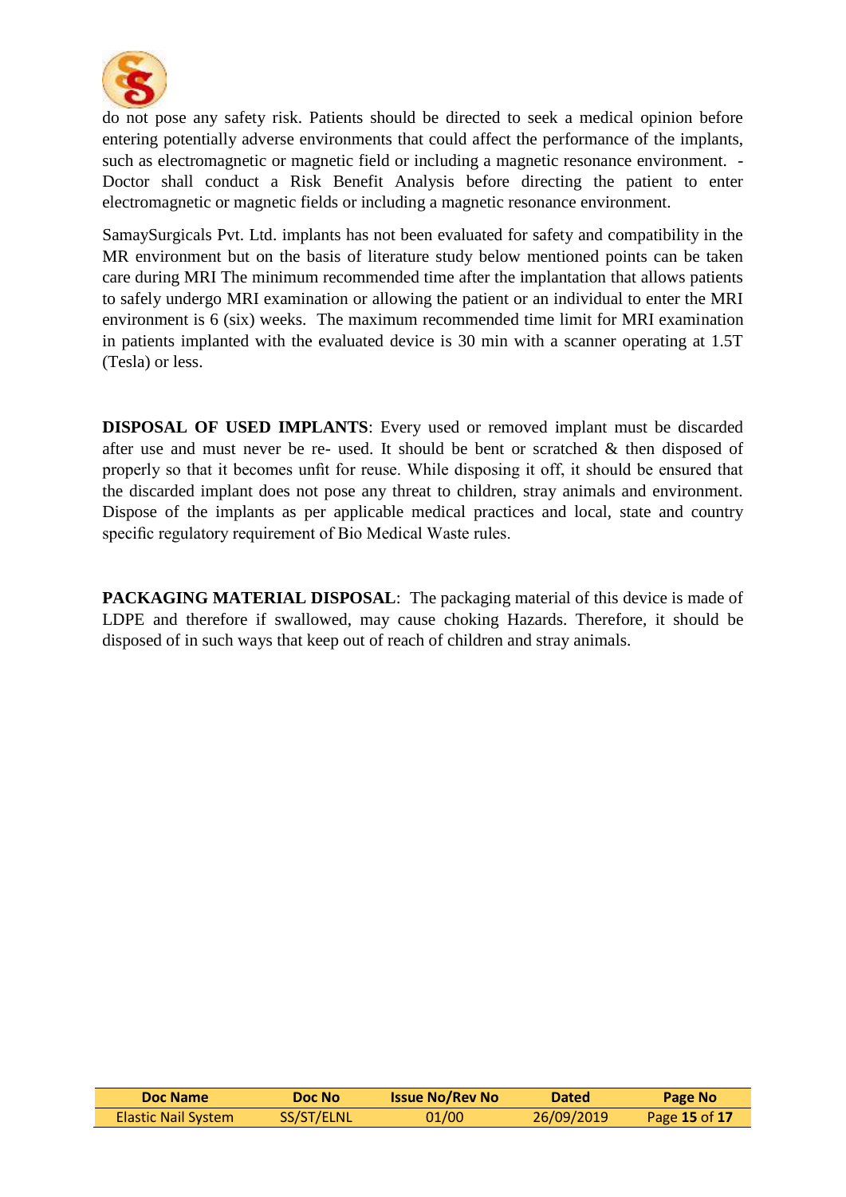do not pose any safety risk. Patients should be directed to seek a medical opinion before entering potentially adverse environments that could affect the performance of the implants, such as electromagnetic or magnetic field or including a magnetic resonance environment. - Doctor shall conduct a Risk Benefit Analysis before directing the patient to enter electromagnetic or magnetic fields or including a magnetic resonance environment.

SamaySurgicals Pvt. Ltd. implants has not been evaluated for safety and compatibility in the MR environment but on the basis of literature study below mentioned points can be taken care during MRI The minimum recommended time after the implantation that allows patients to safely undergo MRI examination or allowing the patient or an individual to enter the MRI environment is 6 (six) weeks. The maximum recommended time limit for MRI examination in patients implanted with the evaluated device is 30 min with a scanner operating at 1.5T (Tesla) or less.

**DISPOSAL OF USED IMPLANTS**: Every used or removed implant must be discarded after use and must never be re- used. It should be bent or scratched & then disposed of properly so that it becomes unfit for reuse. While disposing it off, it should be ensured that the discarded implant does not pose any threat to children, stray animals and environment. Dispose of the implants as per applicable medical practices and local, state and country specific regulatory requirement of Bio Medical Waste rules.

**PACKAGING MATERIAL DISPOSAL**: The packaging material of this device is made of LDPE and therefore if swallowed, may cause choking Hazards. Therefore, it should be disposed of in such ways that keep out of reach of children and stray animals.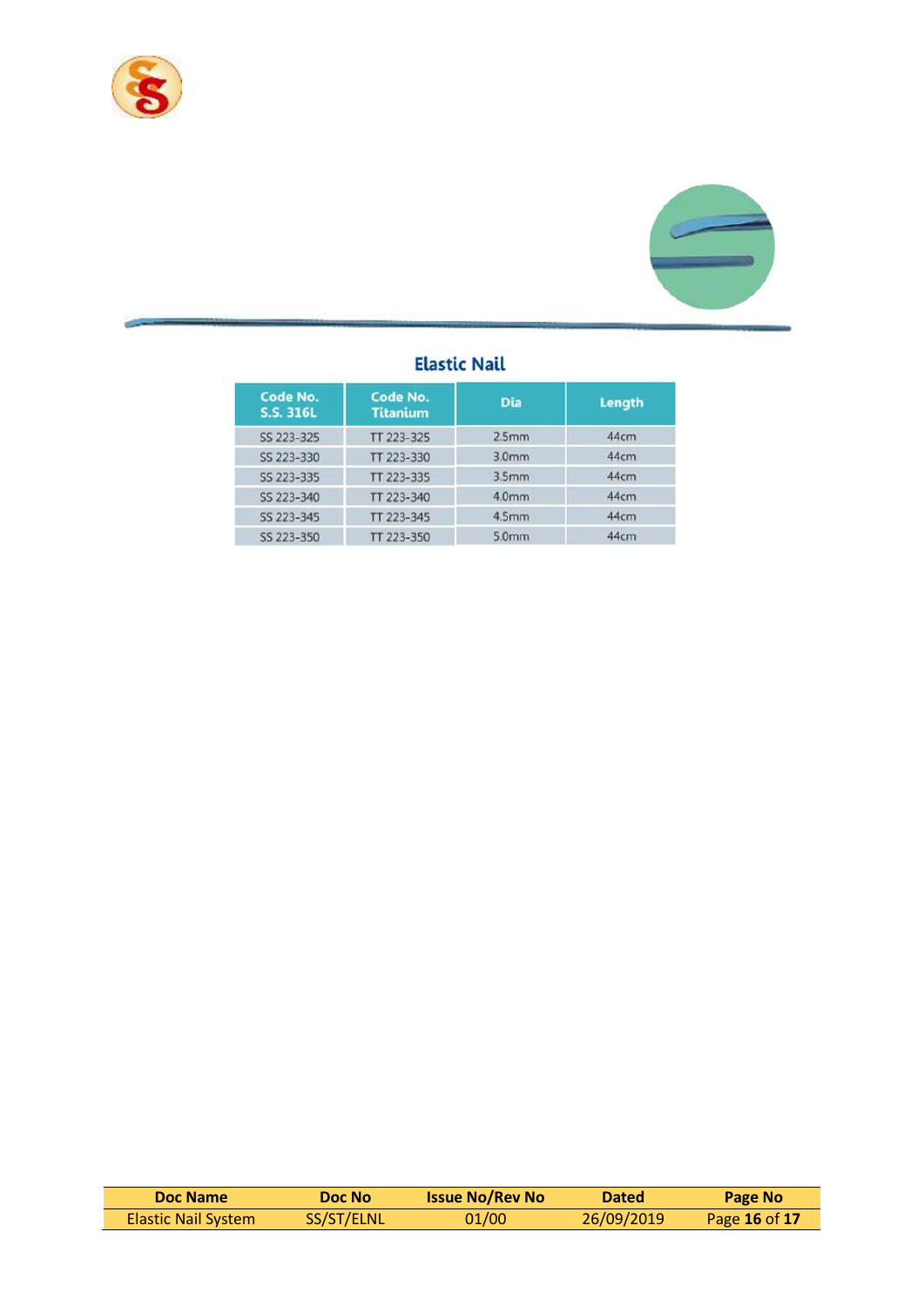## Elastic Nail

| Code No. S.S. 316L | Code No. Titanium | Dia | Length |
|---|---|---|---|
| SS 223-325 | TT 223-325 | 2.5mm | 44cm |
| SS 223-330 | TT 223-330 | 3.0mm | 44cm |
| SS 223-335 | TT 223-335 | 3.5mm | 44cm |
| SS 223-340 | TT 223-340 | 4.0mm | 44cm |
| SS 223-345 | TT 223-345 | 4.5mm | 44cm |
| SS 223-350 | TT 223-350 | 5.0mm | 44cm |

| Doc Name | Doc No | Issue No/Rev No | Dated | Page No |
|---|---|---|---|---|
| Elastic Nail System | SS/ST/ELNL | 01/00 | 26/09/2019 | Page **16** of **17** |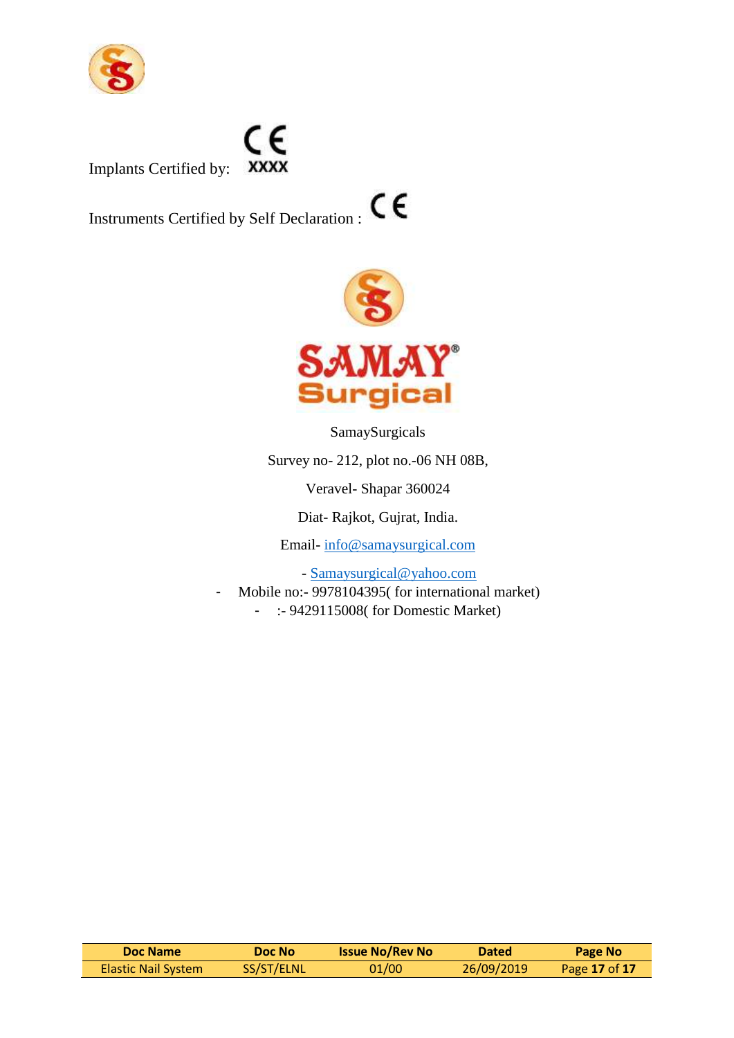Implants Certified by: CE XXXX

Instruments Certified by Self Declaration : CE

SamaySurgicals

Survey no- 212, plot no.-06 NH 08B,

Veravel- Shapar 360024

Diat- Rajkot, Gujrat, India.

Email- info@samaysurgical.com

- Samaysurgical@yahoo.com

- Mobile no:- 9978104395( for international market)
  - :- 9429115008( for Domestic Market)